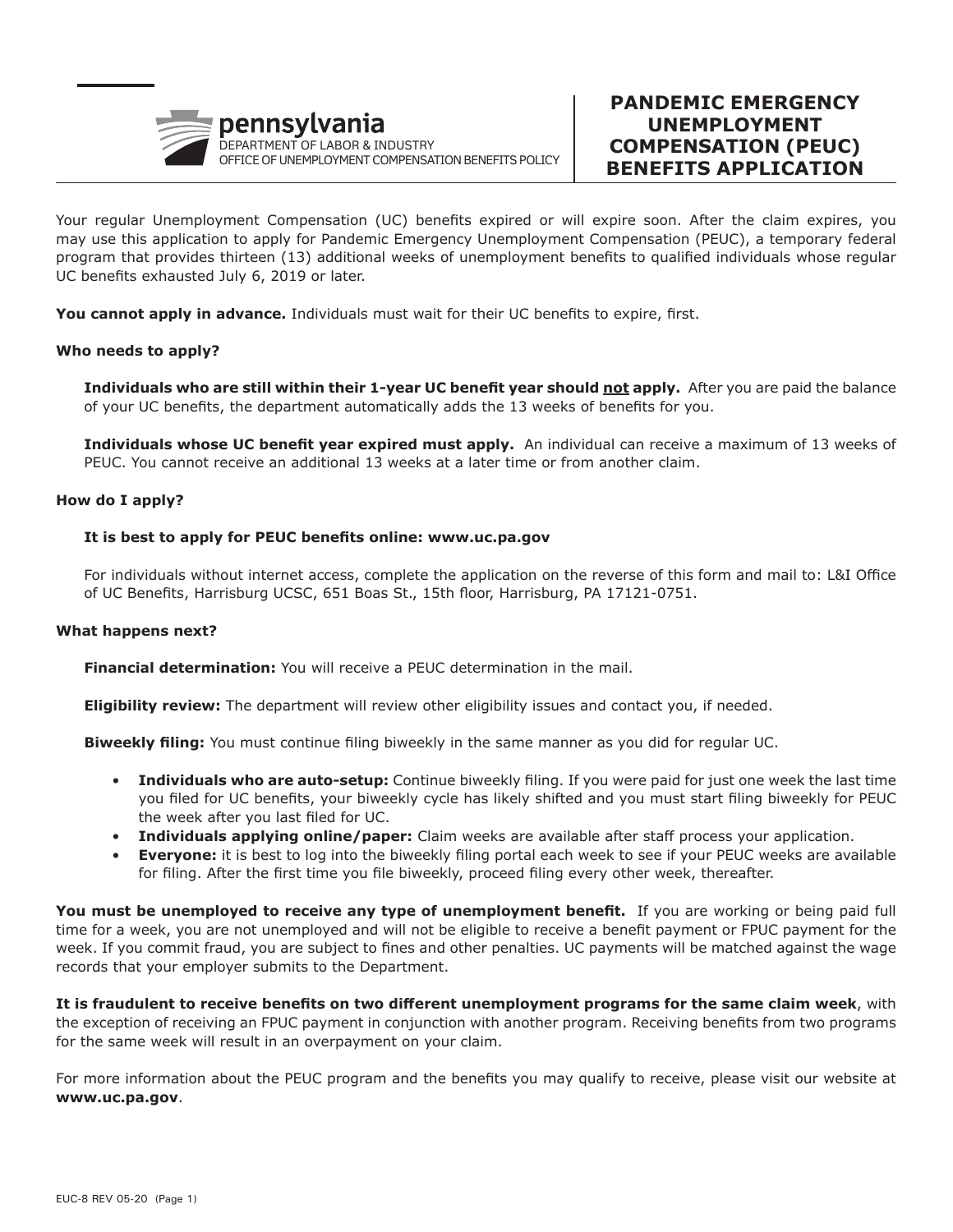pennsylvania
DEPARTMENT OF LABOR & INDUSTRY
OFFICE OF UNEMPLOYMENT COMPENSATION BENEFITS POLICY

# PANDEMIC EMERGENCY UNEMPLOYMENT COMPENSATION (PEUC) BENEFITS APPLICATION

Your regular Unemployment Compensation (UC) benefits expired or will expire soon. After the claim expires, you may use this application to apply for Pandemic Emergency Unemployment Compensation (PEUC), a temporary federal program that provides thirteen (13) additional weeks of unemployment benefits to qualified individuals whose regular UC benefits exhausted July 6, 2019 or later.

**You cannot apply in advance.** Individuals must wait for their UC benefits to expire, first.

**Who needs to apply?**

**Individuals who are still within their 1-year UC benefit year should <u>not</u> apply.** After you are paid the balance of your UC benefits, the department automatically adds the 13 weeks of benefits for you.

**Individuals whose UC benefit year expired must apply.** An individual can receive a maximum of 13 weeks of PEUC. You cannot receive an additional 13 weeks at a later time or from another claim.

**How do I apply?**

**It is best to apply for PEUC benefits online: www.uc.pa.gov**

For individuals without internet access, complete the application on the reverse of this form and mail to: L&I Office of UC Benefits, Harrisburg UCSC, 651 Boas St., 15th floor, Harrisburg, PA 17121-0751.

**What happens next?**

**Financial determination:** You will receive a PEUC determination in the mail.

**Eligibility review:** The department will review other eligibility issues and contact you, if needed.

**Biweekly filing:** You must continue filing biweekly in the same manner as you did for regular UC.

- **Individuals who are auto-setup:** Continue biweekly filing. If you were paid for just one week the last time you filed for UC benefits, your biweekly cycle has likely shifted and you must start filing biweekly for PEUC the week after you last filed for UC.
- **Individuals applying online/paper:** Claim weeks are available after staff process your application.
- **Everyone:** it is best to log into the biweekly filing portal each week to see if your PEUC weeks are available for filing. After the first time you file biweekly, proceed filing every other week, thereafter.

**You must be unemployed to receive any type of unemployment benefit.** If you are working or being paid full time for a week, you are not unemployed and will not be eligible to receive a benefit payment or FPUC payment for the week. If you commit fraud, you are subject to fines and other penalties. UC payments will be matched against the wage records that your employer submits to the Department.

**It is fraudulent to receive benefits on two different unemployment programs for the same claim week**, with the exception of receiving an FPUC payment in conjunction with another program. Receiving benefits from two programs for the same week will result in an overpayment on your claim.

For more information about the PEUC program and the benefits you may qualify to receive, please visit our website at **www.uc.pa.gov**.

EUC-8 REV 05-20 (Page 1)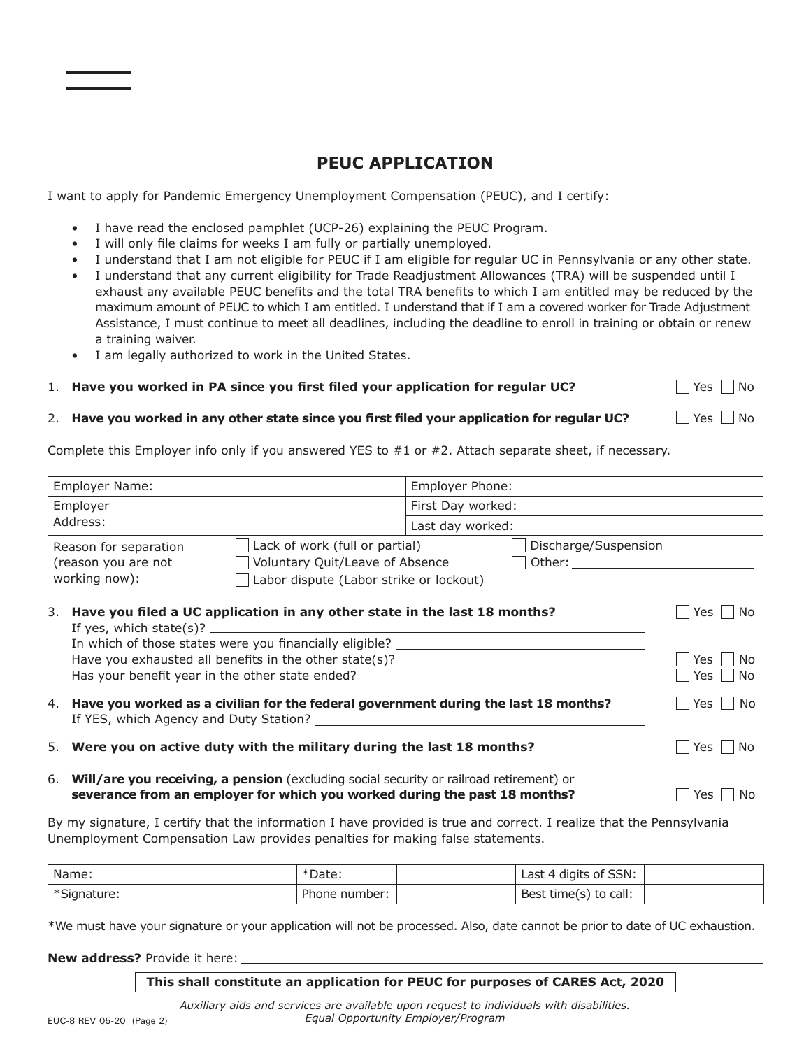## PEUC APPLICATION

I want to apply for Pandemic Emergency Unemployment Compensation (PEUC), and I certify:

- I have read the enclosed pamphlet (UCP-26) explaining the PEUC Program.
- I will only file claims for weeks I am fully or partially unemployed.
- I understand that I am not eligible for PEUC if I am eligible for regular UC in Pennsylvania or any other state.
- I understand that any current eligibility for Trade Readjustment Allowances (TRA) will be suspended until I exhaust any available PEUC benefits and the total TRA benefits to which I am entitled may be reduced by the maximum amount of PEUC to which I am entitled. I understand that if I am a covered worker for Trade Adjustment Assistance, I must continue to meet all deadlines, including the deadline to enroll in training or obtain or renew a training waiver.
- I am legally authorized to work in the United States.

1. **Have you worked in PA since you first filed your application for regular UC?** ☐ Yes ☐ No

2. **Have you worked in any other state since you first filed your application for regular UC?** ☐ Yes ☐ No

Complete this Employer info only if you answered YES to #1 or #2. Attach separate sheet, if necessary.

| | | | |
|---|---|---|---|
| Employer Name: | | Employer Phone: | |
| Employer Address: | | First Day worked: | |
| | | Last day worked: | |
| Reason for separation (reason you are not working now): | ☐ Lack of work (full or partial)<br>☐ Voluntary Quit/Leave of Absence<br>☐ Labor dispute (Labor strike or lockout) | ☐ Discharge/Suspension<br>☐ Other: ________ | |

3. **Have you filed a UC application in any other state in the last 18 months?** ☐ Yes ☐ No
   If yes, which state(s)? ____________
   In which of those states were you financially eligible? ____________
   Have you exhausted all benefits in the other state(s)? ☐ Yes ☐ No
   Has your benefit year in the other state ended? ☐ Yes ☐ No

4. **Have you worked as a civilian for the federal government during the last 18 months?** ☐ Yes ☐ No
   If YES, which Agency and Duty Station? ____________

5. **Were you on active duty with the military during the last 18 months?** ☐ Yes ☐ No

6. **Will/are you receiving, a pension** (excluding social security or railroad retirement) or **severance from an employer for which you worked during the past 18 months?** ☐ Yes ☐ No

By my signature, I certify that the information I have provided is true and correct. I realize that the Pennsylvania Unemployment Compensation Law provides penalties for making false statements.

| | | | | | |
|---|---|---|---|---|---|
| Name: | | *Date: | | Last 4 digits of SSN: | |
| *Signature: | | Phone number: | | Best time(s) to call: | |

*We must have your signature or your application will not be processed. Also, date cannot be prior to date of UC exhaustion.

**New address?** Provide it here: ____________

**This shall constitute an application for PEUC for purposes of CARES Act, 2020**

*Auxiliary aids and services are available upon request to individuals with disabilities.*
*Equal Opportunity Employer/Program*

EUC-8 REV 05-20 (Page 2)